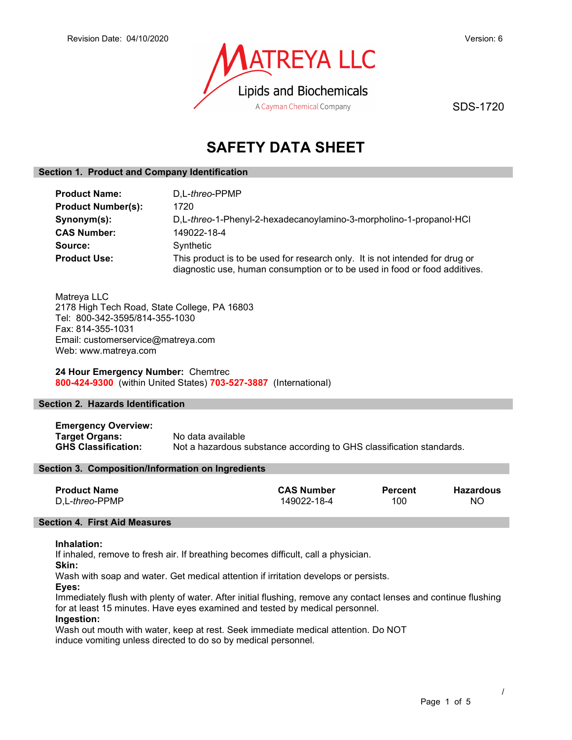Revision Date: 04/10/2020

Version: 6

MATREYA LLC
Lipids and Biochemicals
A Cayman Chemical Company

SDS-1720

# SAFETY DATA SHEET

## Section 1. Product and Company Identification

| | |
|---|---|
| **Product Name:** | D,L-*threo*-PPMP |
| **Product Number(s):** | 1720 |
| **Synonym(s):** | D,L-*threo*-1-Phenyl-2-hexadecanoylamino-3-morpholino-1-propanol·HCl |
| **CAS Number:** | 149022-18-4 |
| **Source:** | Synthetic |
| **Product Use:** | This product is to be used for research only. It is not intended for drug or diagnostic use, human consumption or to be used in food or food additives. |

Matreya LLC
2178 High Tech Road, State College, PA 16803
Tel: 800-342-3595/814-355-1030
Fax: 814-355-1031
Email: customerservice@matreya.com
Web: www.matreya.com

**24 Hour Emergency Number:** Chemtrec
**800-424-9300** (within United States) **703-527-3887** (International)

## Section 2. Hazards Identification

**Emergency Overview:**

| | |
|---|---|
| **Target Organs:** | No data available |
| **GHS Classification:** | Not a hazardous substance according to GHS classification standards. |

## Section 3. Composition/Information on Ingredients

| Product Name | CAS Number | Percent | Hazardous |
|---|---|---|---|
| D,L-*threo*-PPMP | 149022-18-4 | 100 | NO |

## Section 4. First Aid Measures

**Inhalation:**
If inhaled, remove to fresh air. If breathing becomes difficult, call a physician.

**Skin:**
Wash with soap and water. Get medical attention if irritation develops or persists.

**Eyes:**
Immediately flush with plenty of water. After initial flushing, remove any contact lenses and continue flushing for at least 15 minutes. Have eyes examined and tested by medical personnel.

**Ingestion:**
Wash out mouth with water, keep at rest. Seek immediate medical attention. Do NOT induce vomiting unless directed to do so by medical personnel.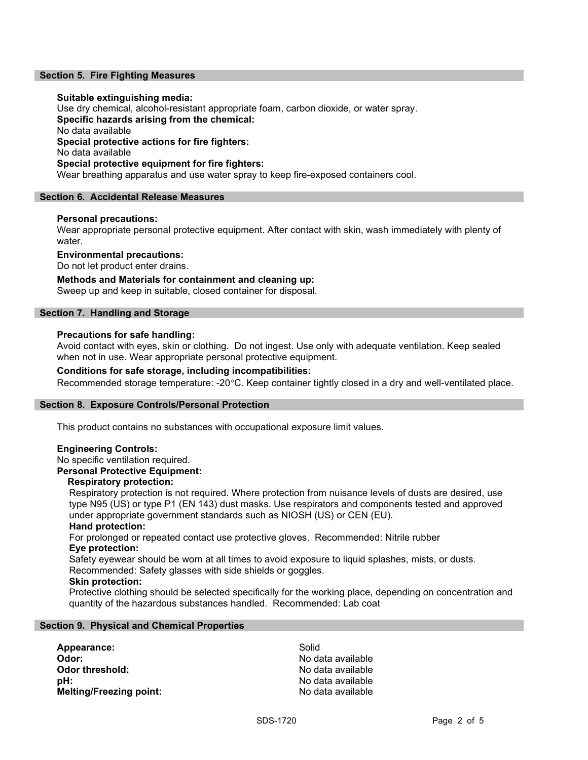## Section 5. Fire Fighting Measures

**Suitable extinguishing media:**
Use dry chemical, alcohol-resistant appropriate foam, carbon dioxide, or water spray.
**Specific hazards arising from the chemical:**
No data available
**Special protective actions for fire fighters:**
No data available
**Special protective equipment for fire fighters:**
Wear breathing apparatus and use water spray to keep fire-exposed containers cool.

## Section 6. Accidental Release Measures

**Personal precautions:**
Wear appropriate personal protective equipment. After contact with skin, wash immediately with plenty of water.

**Environmental precautions:**
Do not let product enter drains.

**Methods and Materials for containment and cleaning up:**
Sweep up and keep in suitable, closed container for disposal.

## Section 7. Handling and Storage

**Precautions for safe handling:**
Avoid contact with eyes, skin or clothing. Do not ingest. Use only with adequate ventilation. Keep sealed when not in use. Wear appropriate personal protective equipment.

**Conditions for safe storage, including incompatibilities:**
Recommended storage temperature: -20°C. Keep container tightly closed in a dry and well-ventilated place.

## Section 8. Exposure Controls/Personal Protection

This product contains no substances with occupational exposure limit values.

**Engineering Controls:**
No specific ventilation required.
**Personal Protective Equipment:**

**Respiratory protection:**
Respiratory protection is not required. Where protection from nuisance levels of dusts are desired, use type N95 (US) or type P1 (EN 143) dust masks. Use respirators and components tested and approved under appropriate government standards such as NIOSH (US) or CEN (EU).

**Hand protection:**
For prolonged or repeated contact use protective gloves. Recommended: Nitrile rubber

**Eye protection:**
Safety eyewear should be worn at all times to avoid exposure to liquid splashes, mists, or dusts. Recommended: Safety glasses with side shields or goggles.

**Skin protection:**
Protective clothing should be selected specifically for the working place, depending on concentration and quantity of the hazardous substances handled. Recommended: Lab coat

## Section 9. Physical and Chemical Properties

| | |
|---|---|
| **Appearance:** | Solid |
| **Odor:** | No data available |
| **Odor threshold:** | No data available |
| **pH:** | No data available |
| **Melting/Freezing point:** | No data available |

SDS-1720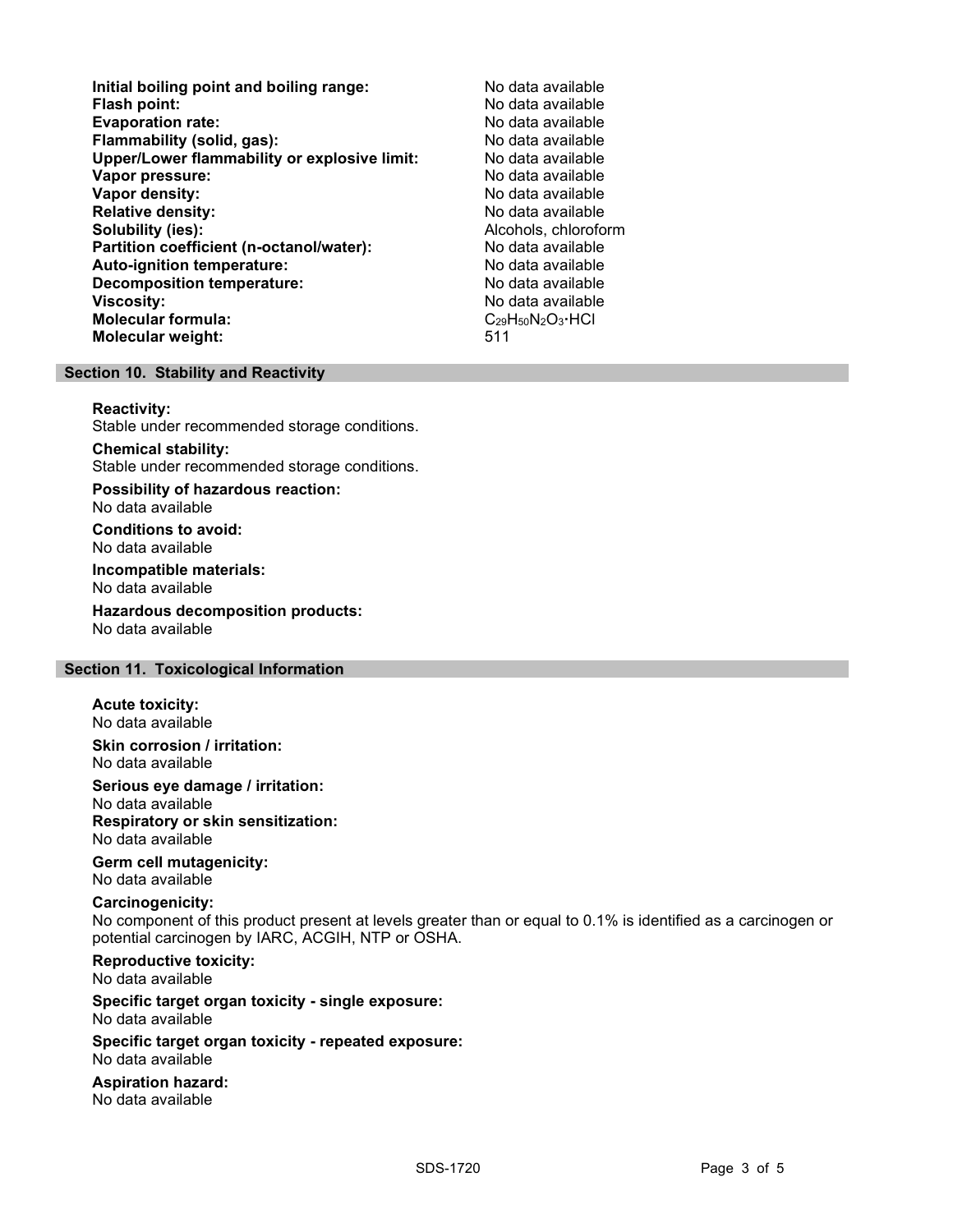| | |
|---|---|
| **Initial boiling point and boiling range:** | No data available |
| **Flash point:** | No data available |
| **Evaporation rate:** | No data available |
| **Flammability (solid, gas):** | No data available |
| **Upper/Lower flammability or explosive limit:** | No data available |
| **Vapor pressure:** | No data available |
| **Vapor density:** | No data available |
| **Relative density:** | No data available |
| **Solubility (ies):** | Alcohols, chloroform |
| **Partition coefficient (n-octanol/water):** | No data available |
| **Auto-ignition temperature:** | No data available |
| **Decomposition temperature:** | No data available |
| **Viscosity:** | No data available |
| **Molecular formula:** | $C_{29}H_{50}N_2O_3 \cdot HCl$ |
| **Molecular weight:** | 511 |

## Section 10. Stability and Reactivity

**Reactivity:**
Stable under recommended storage conditions.

**Chemical stability:**
Stable under recommended storage conditions.

**Possibility of hazardous reaction:**
No data available

**Conditions to avoid:**
No data available

**Incompatible materials:**
No data available

**Hazardous decomposition products:**
No data available

## Section 11. Toxicological Information

**Acute toxicity:**
No data available

**Skin corrosion / irritation:**
No data available

**Serious eye damage / irritation:**
No data available

**Respiratory or skin sensitization:**
No data available

**Germ cell mutagenicity:**
No data available

**Carcinogenicity:**
No component of this product present at levels greater than or equal to 0.1% is identified as a carcinogen or potential carcinogen by IARC, ACGIH, NTP or OSHA.

**Reproductive toxicity:**
No data available

**Specific target organ toxicity - single exposure:**
No data available

**Specific target organ toxicity - repeated exposure:**
No data available

**Aspiration hazard:**
No data available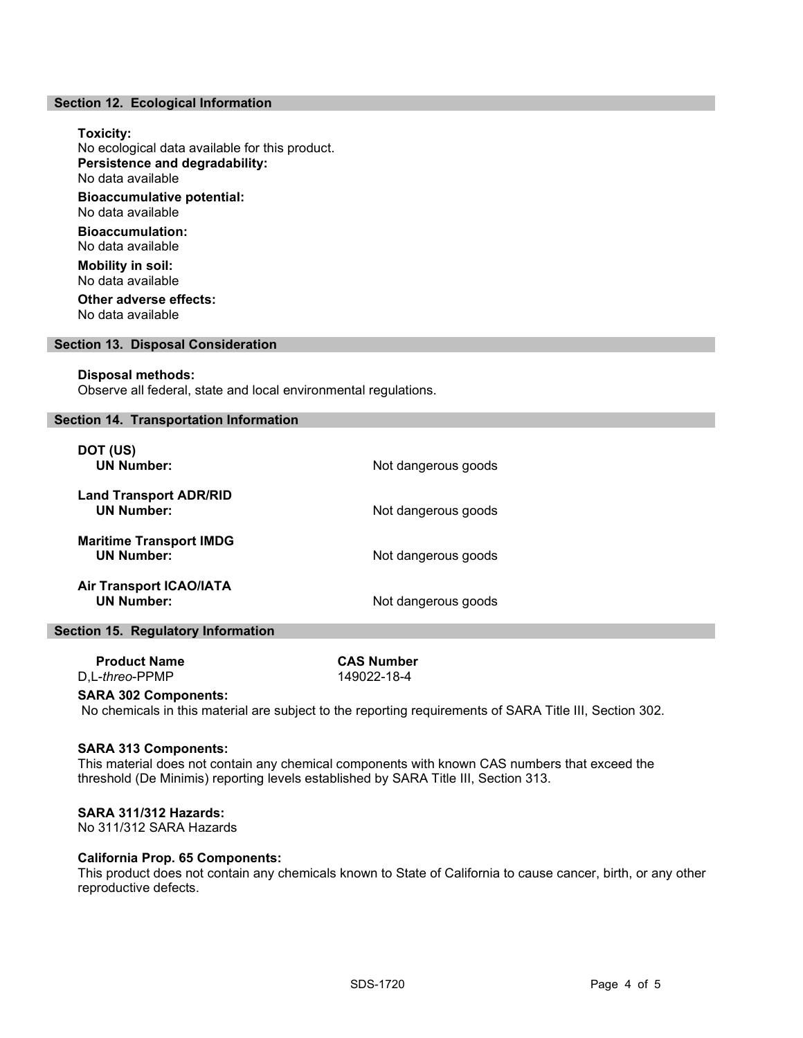## Section 12. Ecological Information

**Toxicity:**
No ecological data available for this product.

**Persistence and degradability:**
No data available

**Bioaccumulative potential:**
No data available

**Bioaccumulation:**
No data available

**Mobility in soil:**
No data available

**Other adverse effects:**
No data available

## Section 13. Disposal Consideration

**Disposal methods:**
Observe all federal, state and local environmental regulations.

## Section 14. Transportation Information

**DOT (US)**
**UN Number:** Not dangerous goods

**Land Transport ADR/RID**
**UN Number:** Not dangerous goods

**Maritime Transport IMDG**
**UN Number:** Not dangerous goods

**Air Transport ICAO/IATA**
**UN Number:** Not dangerous goods

## Section 15. Regulatory Information

| **Product Name** | **CAS Number** |
| --- | --- |
| D,L-*threo*-PPMP | 149022-18-4 |

**SARA 302 Components:**
No chemicals in this material are subject to the reporting requirements of SARA Title III, Section 302.

**SARA 313 Components:**
This material does not contain any chemical components with known CAS numbers that exceed the threshold (De Minimis) reporting levels established by SARA Title III, Section 313.

**SARA 311/312 Hazards:**
No 311/312 SARA Hazards

**California Prop. 65 Components:**
This product does not contain any chemicals known to State of California to cause cancer, birth, or any other reproductive defects.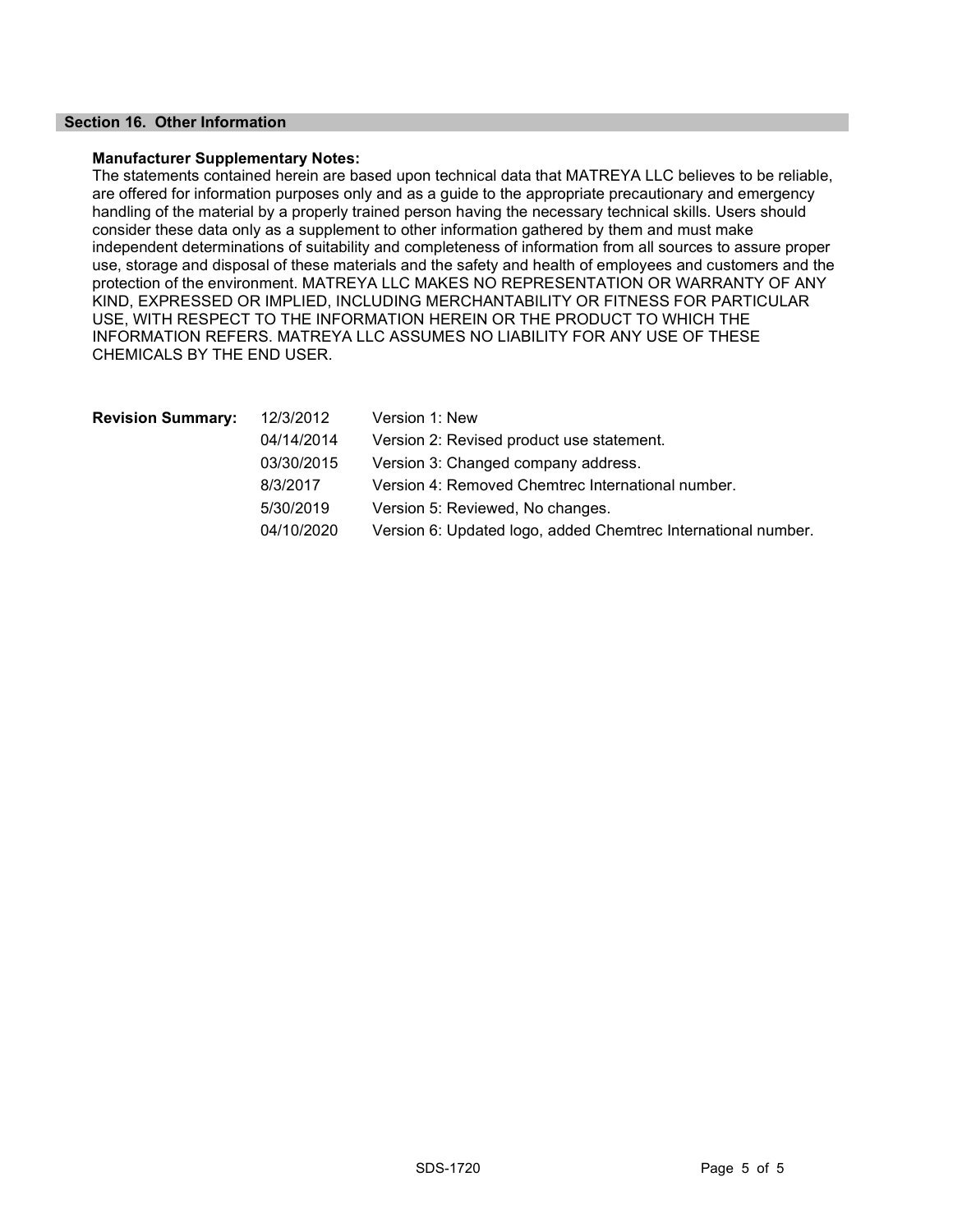## Section 16. Other Information

**Manufacturer Supplementary Notes:**

The statements contained herein are based upon technical data that MATREYA LLC believes to be reliable, are offered for information purposes only and as a guide to the appropriate precautionary and emergency handling of the material by a properly trained person having the necessary technical skills. Users should consider these data only as a supplement to other information gathered by them and must make independent determinations of suitability and completeness of information from all sources to assure proper use, storage and disposal of these materials and the safety and health of employees and customers and the protection of the environment. MATREYA LLC MAKES NO REPRESENTATION OR WARRANTY OF ANY KIND, EXPRESSED OR IMPLIED, INCLUDING MERCHANTABILITY OR FITNESS FOR PARTICULAR USE, WITH RESPECT TO THE INFORMATION HEREIN OR THE PRODUCT TO WHICH THE INFORMATION REFERS. MATREYA LLC ASSUMES NO LIABILITY FOR ANY USE OF THESE CHEMICALS BY THE END USER.

| | | |
|---|---|---|
| **Revision Summary:** | 12/3/2012 | Version 1: New |
| | 04/14/2014 | Version 2: Revised product use statement. |
| | 03/30/2015 | Version 3: Changed company address. |
| | 8/3/2017 | Version 4: Removed Chemtrec International number. |
| | 5/30/2019 | Version 5: Reviewed, No changes. |
| | 04/10/2020 | Version 6: Updated logo, added Chemtrec International number. |

SDS-1720